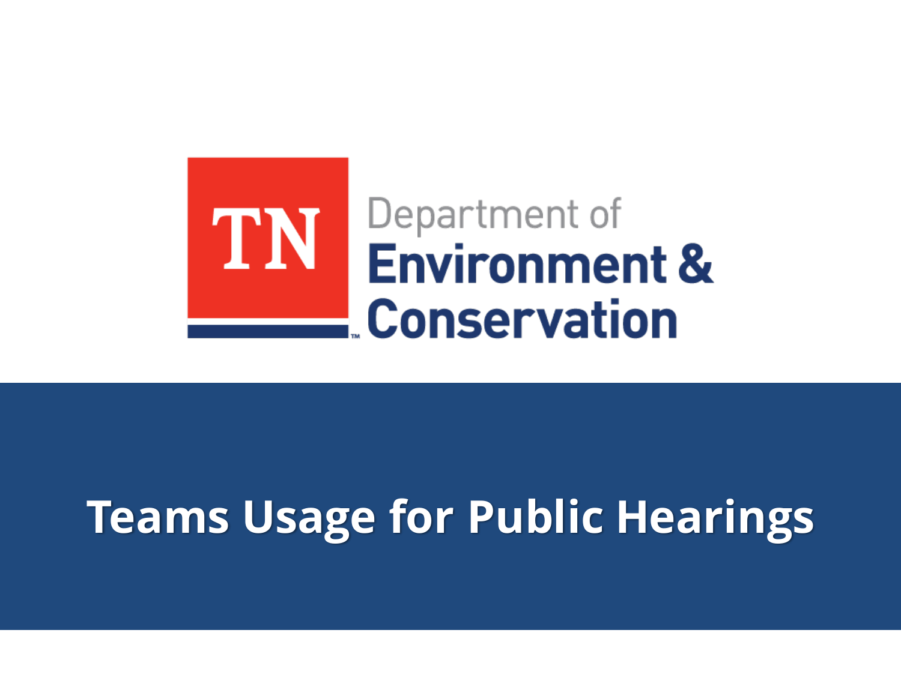TN Department of Environment & Conservation

# Teams Usage for Public Hearings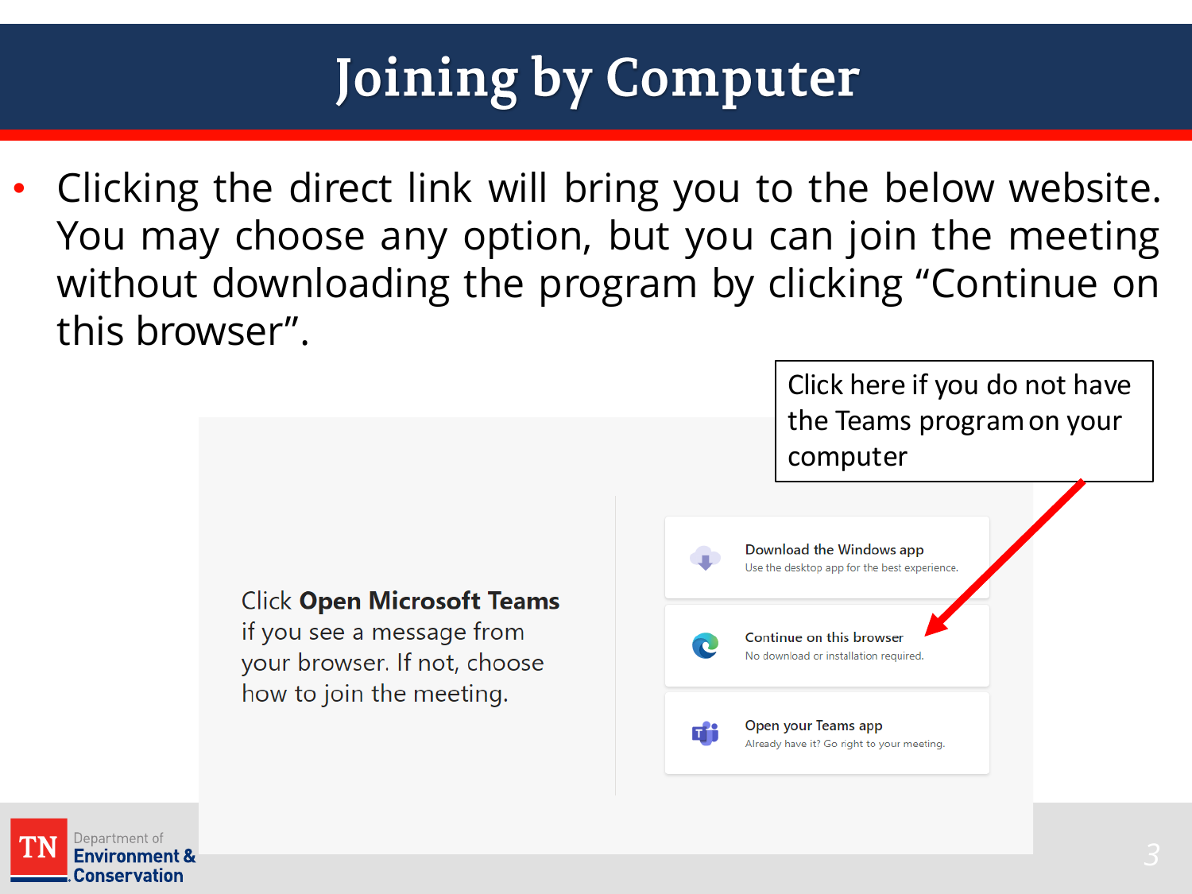# Joining by Computer

- Clicking the direct link will bring you to the below website. You may choose any option, but you can join the meeting without downloading the program by clicking "Continue on this browser".

Click here if you do not have the Teams program on your computer

Click **Open Microsoft Teams** if you see a message from your browser. If not, choose how to join the meeting.

Download the Windows app
Use the desktop app for the best experience.

Continue on this browser
No download or installation required.

Open your Teams app
Already have it? Go right to your meeting.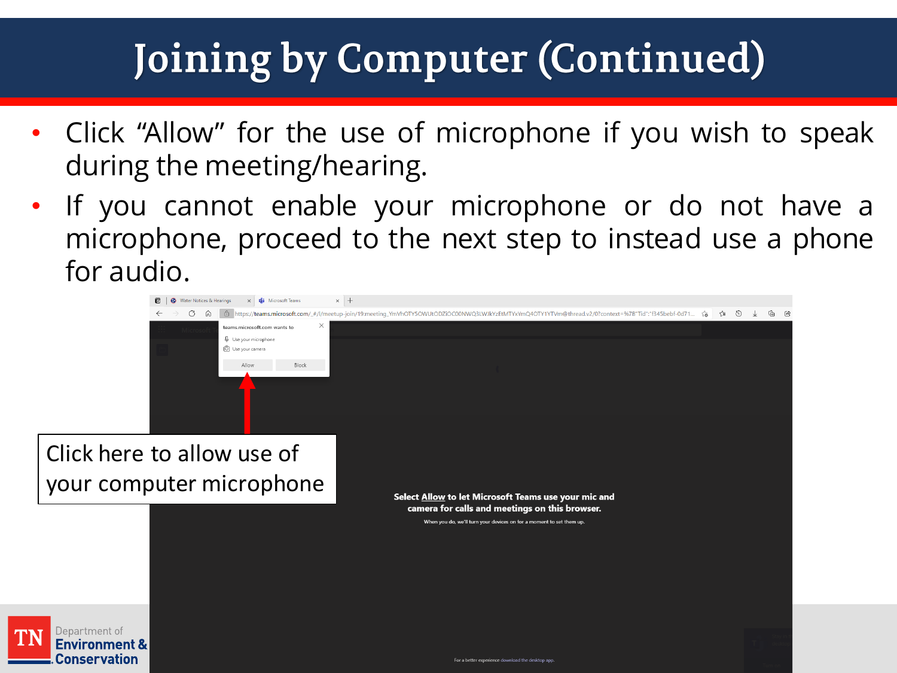# Joining by Computer (Continued)

- Click "Allow" for the use of microphone if you wish to speak during the meeting/hearing.
- If you cannot enable your microphone or do not have a microphone, proceed to the next step to instead use a phone for audio.

Click here to allow use of your computer microphone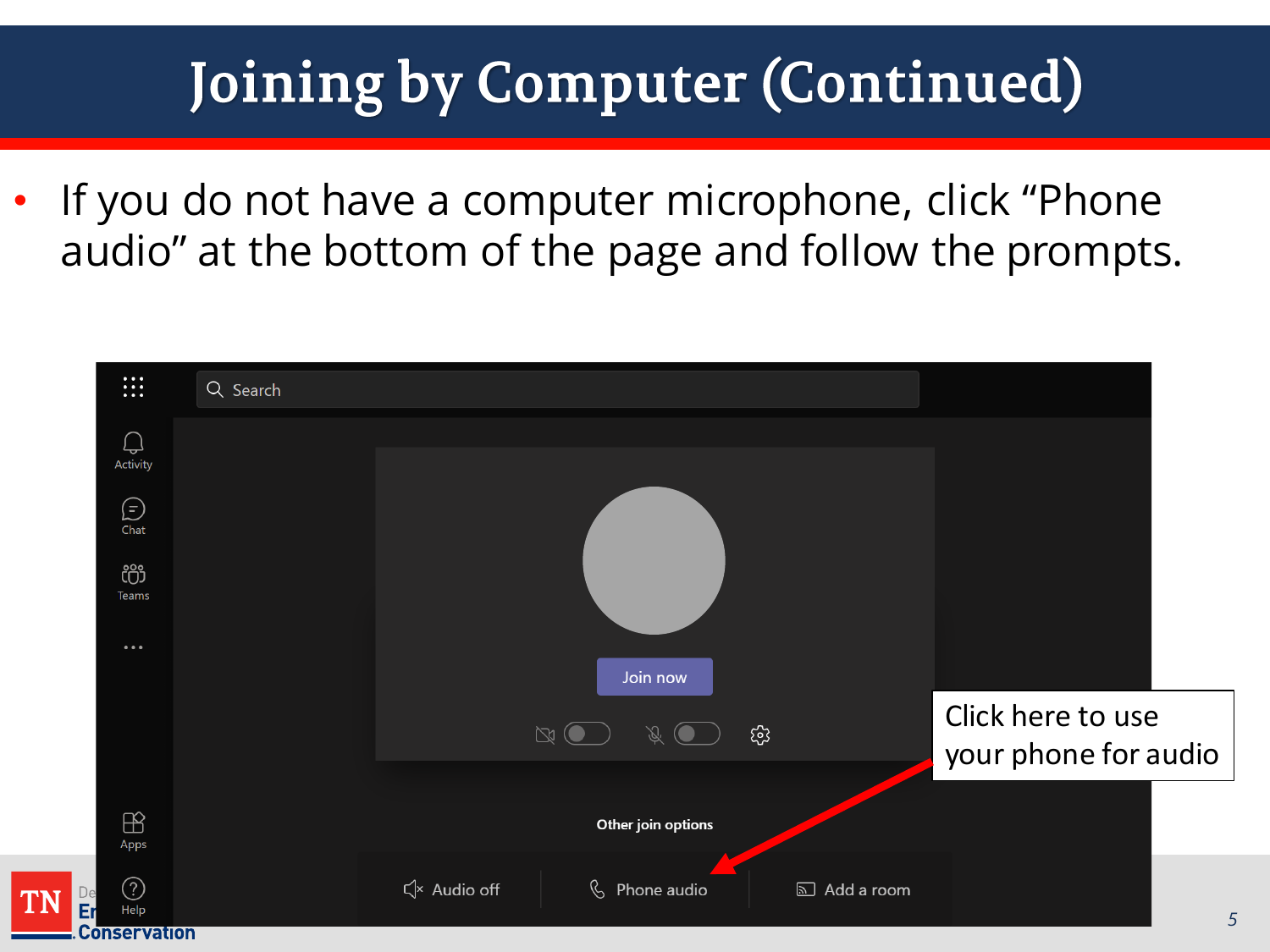# Joining by Computer (Continued)

- If you do not have a computer microphone, click “Phone audio” at the bottom of the page and follow the prompts.

Click here to use your phone for audio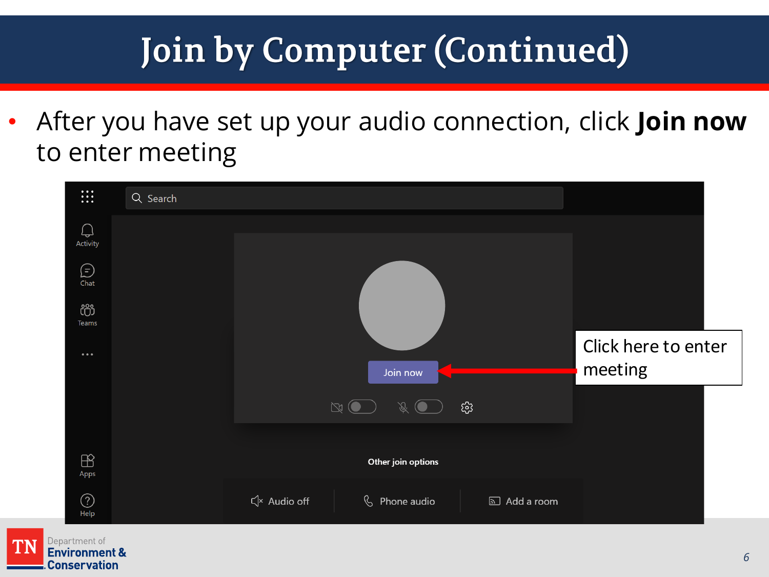# Join by Computer (Continued)

- After you have set up your audio connection, click **Join now** to enter meeting

Click here to enter meeting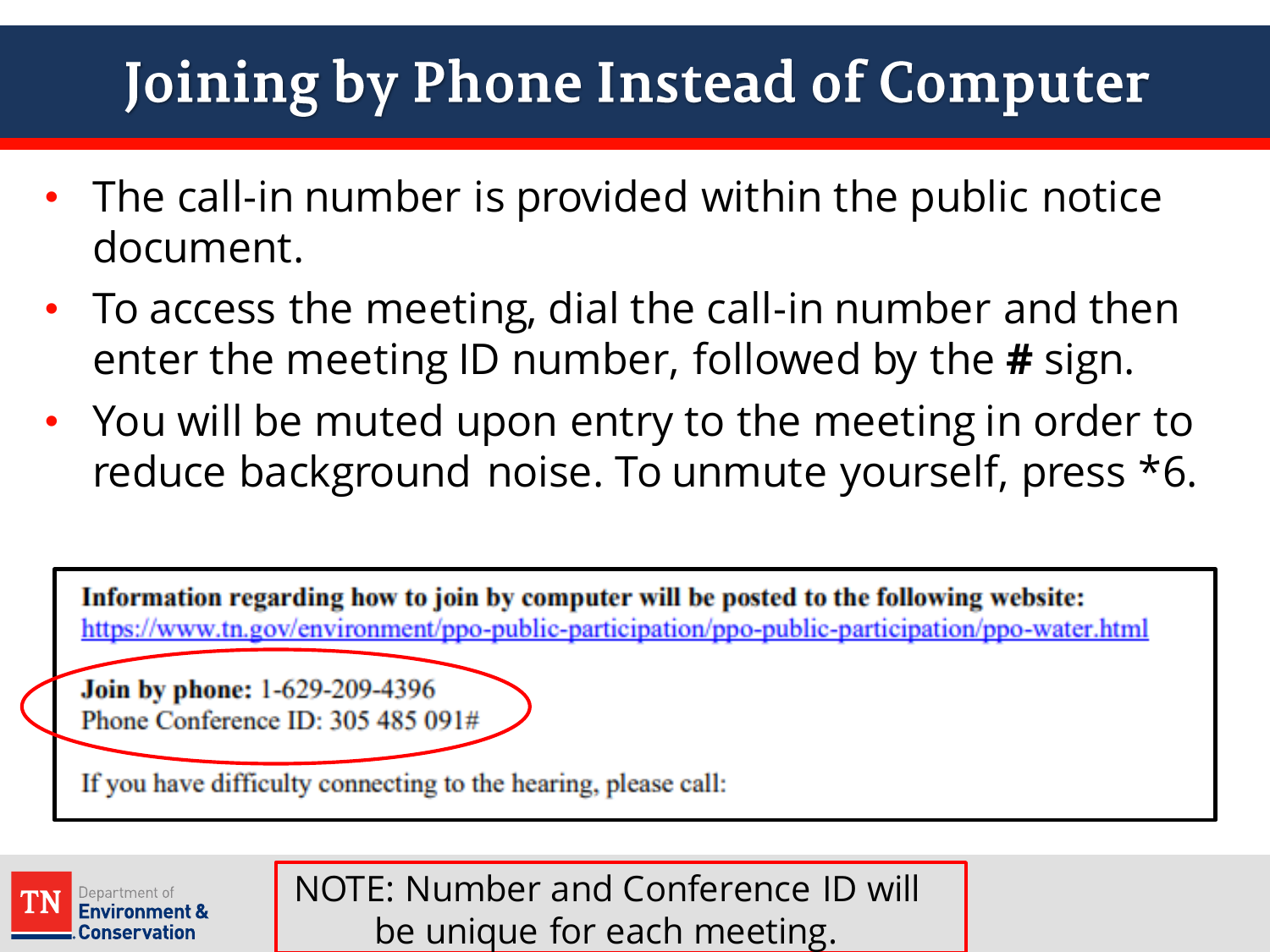# Joining by Phone Instead of Computer

- The call-in number is provided within the public notice document.
- To access the meeting, dial the call-in number and then enter the meeting ID number, followed by the **#** sign.
- You will be muted upon entry to the meeting in order to reduce background noise. To unmute yourself, press *6.

**Information regarding how to join by computer will be posted to the following website:**
https://www.tn.gov/environment/ppo-public-participation/ppo-public-participation/ppo-water.html

**Join by phone:** 1-629-209-4396
Phone Conference ID: 305 485 091#

If you have difficulty connecting to the hearing, please call:

NOTE: Number and Conference ID will be unique for each meeting.

TN Department of Environment & Conservation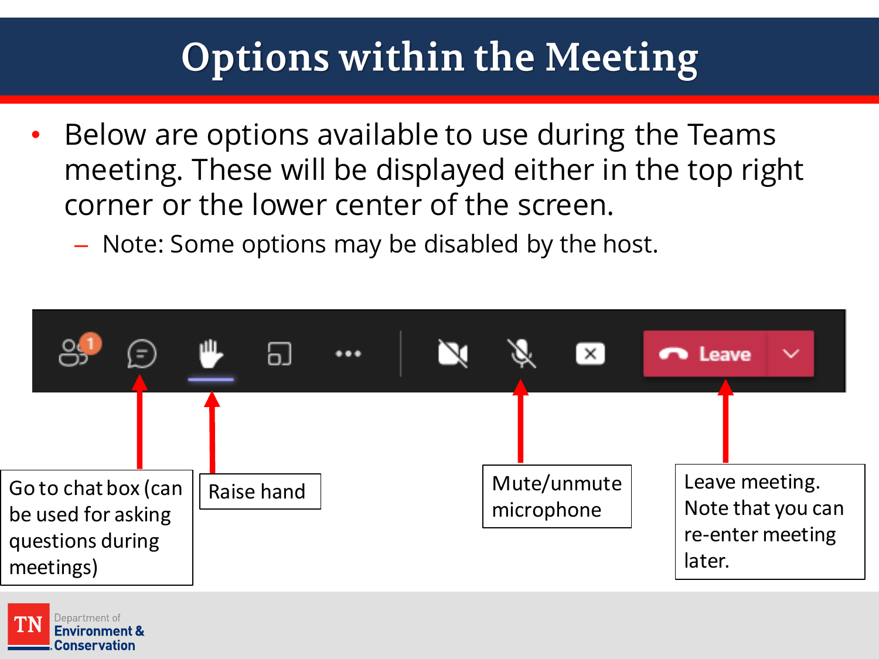# Options within the Meeting

- Below are options available to use during the Teams meeting. These will be displayed either in the top right corner or the lower center of the screen.
  - Note: Some options may be disabled by the host.

Go to chat box (can be used for asking questions during meetings)

Raise hand

Mute/unmute microphone

Leave meeting. Note that you can re-enter meeting later.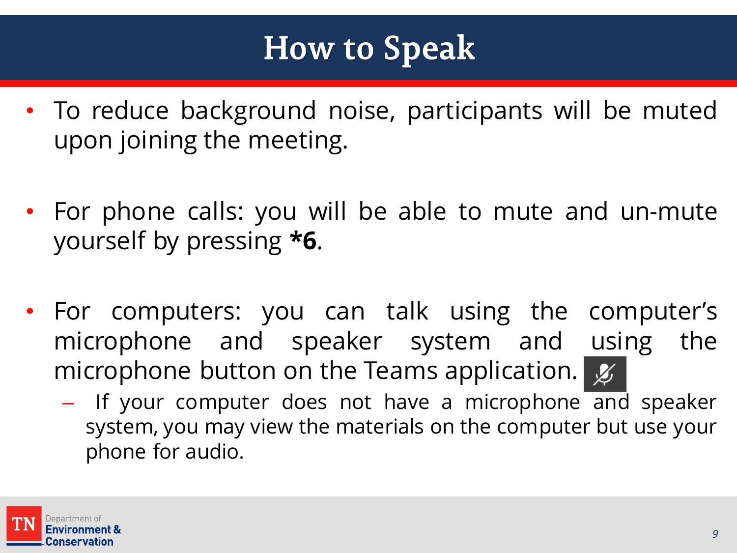# How to Speak

- To reduce background noise, participants will be muted upon joining the meeting.

- For phone calls: you will be able to mute and un-mute yourself by pressing ***6**.

- For computers: you can talk using the computer's microphone and speaker system and using the microphone button on the Teams application.
  - If your computer does not have a microphone and speaker system, you may view the materials on the computer but use your phone for audio.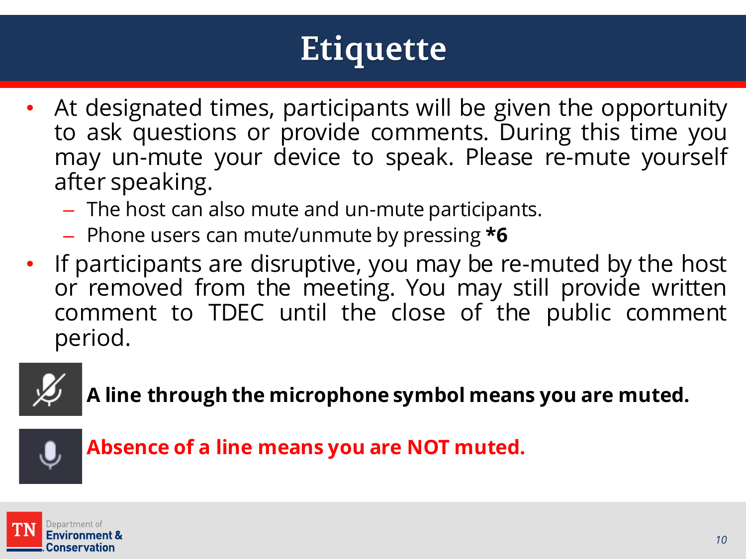# Etiquette

- At designated times, participants will be given the opportunity to ask questions or provide comments. During this time you may un-mute your device to speak. Please re-mute yourself after speaking.
  - The host can also mute and un-mute participants.
  - Phone users can mute/unmute by pressing **\*6**
- If participants are disruptive, you may be re-muted by the host or removed from the meeting. You may still provide written comment to TDEC until the close of the public comment period.

**A line through the microphone symbol means you are muted.**

**Absence of a line means you are NOT muted.**

TN Department of Environment & Conservation